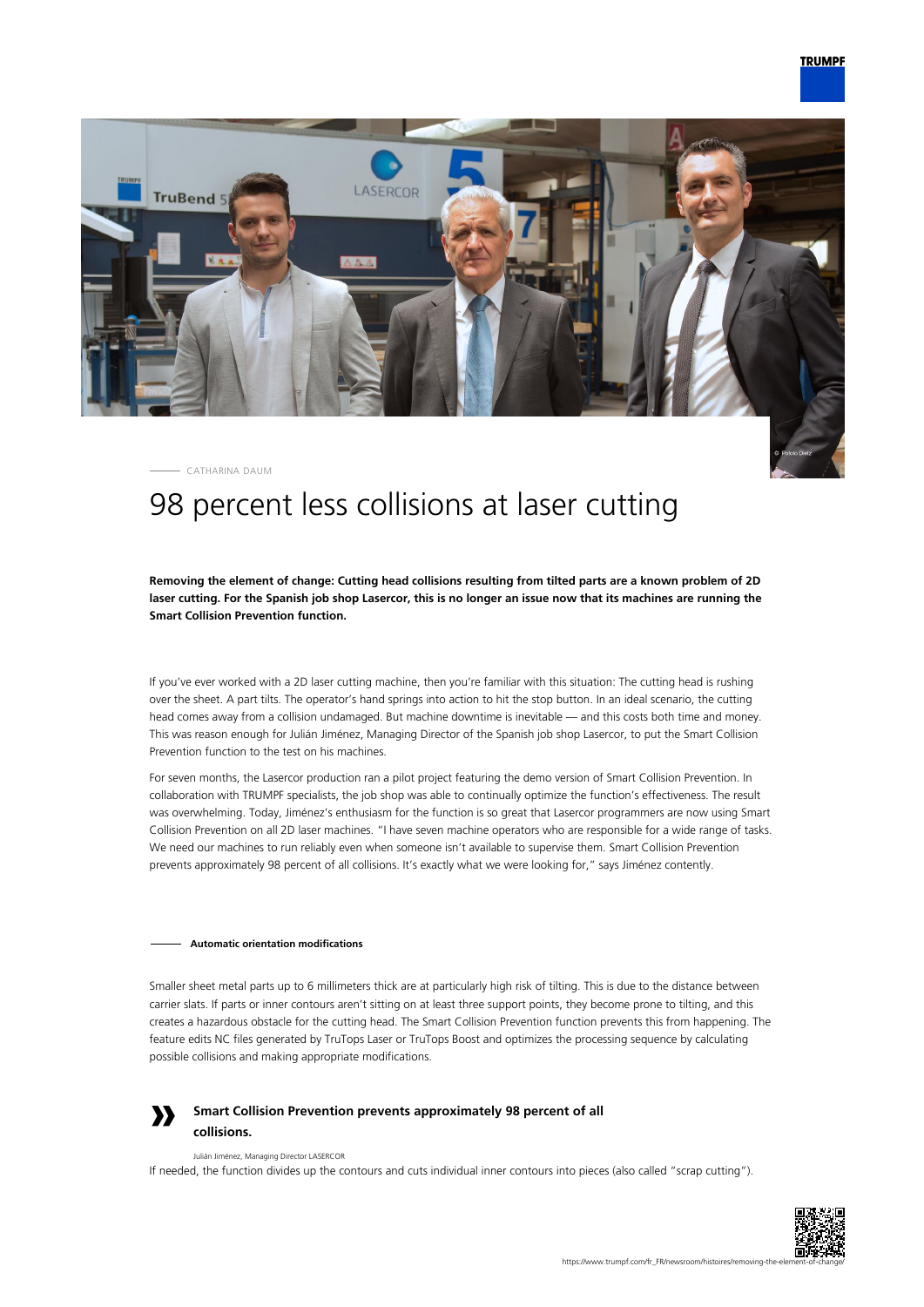CATHARINA DAUM

# 98 percent less collisions at laser cutting

**Removing the element of change: Cutting head collisions resulting from tilted parts are a known problem of 2D laser cutting. For the Spanish job shop Lasercor, this is no longer an issue now that its machines are running the Smart Collision Prevention function.**

If you've ever worked with a 2D laser cutting machine, then you're familiar with this situation: The cutting head is rushing over the sheet. A part tilts. The operator's hand springs into action to hit the stop button. In an ideal scenario, the cutting head comes away from a collision undamaged. But machine downtime is inevitable — and this costs both time and money. This was reason enough for Julián Jiménez, Managing Director of the Spanish job shop Lasercor, to put the Smart Collision Prevention function to the test on his machines.

For seven months, the Lasercor production ran a pilot project featuring the demo version of Smart Collision Prevention. In collaboration with TRUMPF specialists, the job shop was able to continually optimize the function's effectiveness. The result was overwhelming. Today, Jiménez's enthusiasm for the function is so great that Lasercor programmers are now using Smart Collision Prevention on all 2D laser machines. "I have seven machine operators who are responsible for a wide range of tasks. We need our machines to run reliably even when someone isn't available to supervise them. Smart Collision Prevention prevents approximately 98 percent of all collisions. It's exactly what we were looking for," says Jiménez contently.

#### Automatic orientation modifications

Smaller sheet metal parts up to 6 millimeters thick are at particularly high risk of tilting. This is due to the distance between carrier slats. If parts or inner contours aren't sitting on at least three support points, they become prone to tilting, and this creates a hazardous obstacle for the cutting head. The Smart Collision Prevention function prevents this from happening. The feature edits NC files generated by TruTops Laser or TruTops Boost and optimizes the processing sequence by calculating possible collisions and making appropriate modifications.

> **Smart Collision Prevention prevents approximately 98 percent of all collisions.**
>
> Julián Jiménez, Managing Director LASERCOR

If needed, the function divides up the contours and cuts individual inner contours into pieces (also called "scrap cutting").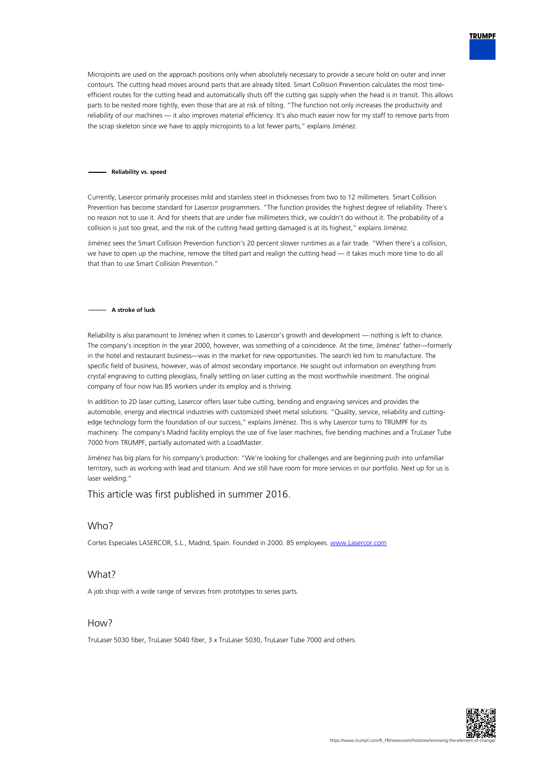Microjoints are used on the approach positions only when absolutely necessary to provide a secure hold on outer and inner contours. The cutting head moves around parts that are already tilted. Smart Collision Prevention calculates the most time-efficient routes for the cutting head and automatically shuts off the cutting gas supply when the head is in transit. This allows parts to be nested more tightly, even those that are at risk of tilting. "The function not only increases the productivity and reliability of our machines — it also improves material efficiency. It's also much easier now for my staff to remove parts from the scrap skeleton since we have to apply microjoints to a lot fewer parts," explains Jiménez.

#### Reliability vs. speed

Currently, Lasercor primarily processes mild and stainless steel in thicknesses from two to 12 millimeters. Smart Collision Prevention has become standard for Lasercor programmers. "The function provides the highest degree of reliability. There's no reason not to use it. And for sheets that are under five millimeters thick, we couldn't do without it. The probability of a collision is just too great, and the risk of the cutting head getting damaged is at its highest," explains Jiménez.

Jiménez sees the Smart Collision Prevention function's 20 percent slower runtimes as a fair trade. "When there's a collision, we have to open up the machine, remove the tilted part and realign the cutting head — it takes much more time to do all that than to use Smart Collision Prevention."

#### A stroke of luck

Reliability is also paramount to Jiménez when it comes to Lasercor's growth and development — nothing is left to chance. The company's inception in the year 2000, however, was something of a coincidence. At the time, Jiménez' father—formerly in the hotel and restaurant business—was in the market for new opportunities. The search led him to manufacture. The specific field of business, however, was of almost secondary importance. He sought out information on everything from crystal engraving to cutting plexiglass, finally settling on laser cutting as the most worthwhile investment. The original company of four now has 85 workers under its employ and is thriving.

In addition to 2D laser cutting, Lasercor offers laser tube cutting, bending and engraving services and provides the automobile, energy and electrical industries with customized sheet metal solutions. "Quality, service, reliability and cutting-edge technology form the foundation of our success," explains Jiménez. This is why Lasercor turns to TRUMPF for its machinery. The company's Madrid facility employs the use of five laser machines, five bending machines and a TruLaser Tube 7000 from TRUMPF, partially automated with a LoadMaster.

Jiménez has big plans for his company's production: "We're looking for challenges and are beginning push into unfamiliar territory, such as working with lead and titanium. And we still have room for more services in our portfolio. Next up for us is laser welding."

## This article was first published in summer 2016.

## Who?

Cortes Especiales LASERCOR, S.L., Madrid, Spain. Founded in 2000. 85 employees. www.Lasercor.com

## What?

A job shop with a wide range of services from prototypes to series parts.

## How?

TruLaser 5030 fiber, TruLaser 5040 fiber, 3 x TruLaser 5030, TruLaser Tube 7000 and others.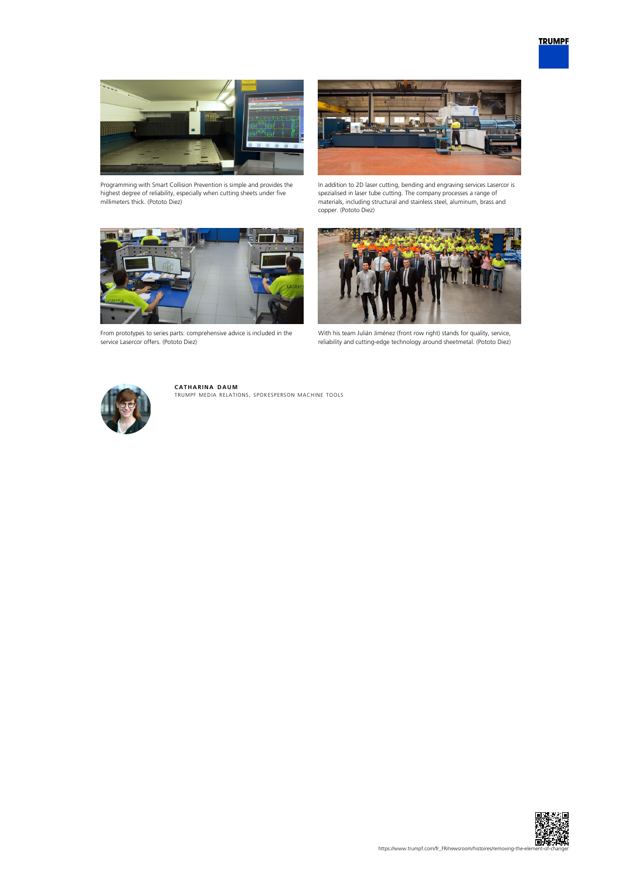Programming with Smart Collision Prevention is simple and provides the highest degree of reliability, especially when cutting sheets under five millimeters thick. (Pototo Diez)

In addition to 2D laser cutting, bending and engraving services Lasercor is spezialised in laser tube cutting. The company processes a range of materials, including structural and stainless steel, aluminum, brass and copper. (Pototo Diez)

From prototypes to series parts: comprehensive advice is included in the service Lasercor offers. (Pototo Diez)

With his team Julián Jiménez (front row right) stands for quality, service, reliability and cutting-edge technology around sheetmetal. (Pototo Diez)

**CATHARINA DAUM**
TRUMPF MEDIA RELATIONS, SPOKESPERSON MACHINE TOOLS

https://www.trumpf.com/fr_FR/newsroom/histoires/removing-the-element-of-change/